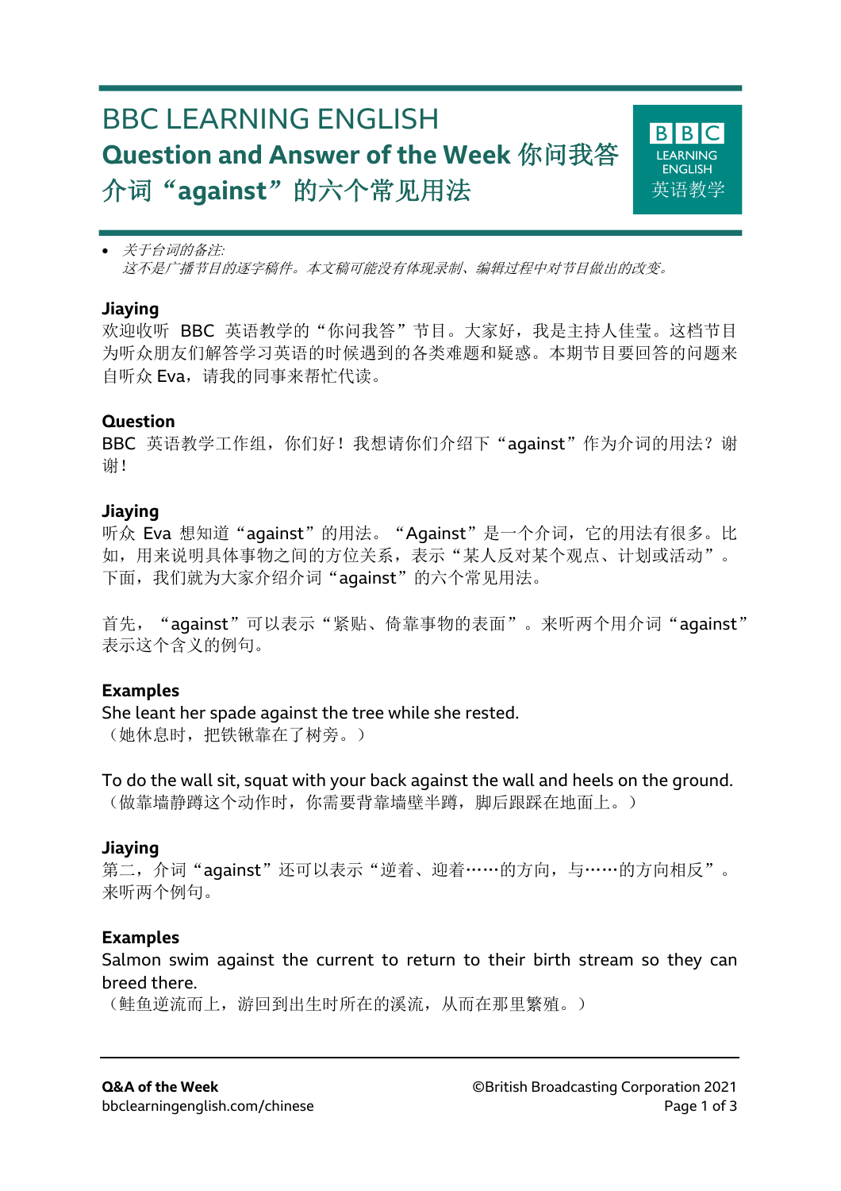# BBC LEARNING ENGLISH

## Question and Answer of the Week 你问我答

## 介词“against”的六个常见用法

- *关于台词的备注:*
  *这不是广播节目的逐字稿件。本文稿可能没有体现录制、编辑过程中对节目做出的改变。*

**Jiaying**

欢迎收听 BBC 英语教学的“你问我答”节目。大家好，我是主持人佳莹。这档节目为听众朋友们解答学习英语的时候遇到的各类难题和疑惑。本期节目要回答的问题来自听众 Eva，请我的同事来帮忙代读。

**Question**

BBC 英语教学工作组，你们好！我想请你们介绍下“against”作为介词的用法？谢谢！

**Jiaying**

听众 Eva 想知道“against”的用法。“Against”是一个介词，它的用法有很多。比如，用来说明具体事物之间的方位关系，表示“某人反对某个观点、计划或活动”。下面，我们就为大家介绍介词“against”的六个常见用法。

首先，“against”可以表示“紧贴、倚靠事物的表面”。来听两个用介词“against”表示这个含义的例句。

**Examples**

She leant her spade against the tree while she rested.
（她休息时，把铁锹靠在了树旁。）

To do the wall sit, squat with your back against the wall and heels on the ground.
（做靠墙静蹲这个动作时，你需要背靠墙壁半蹲，脚后跟踩在地面上。）

**Jiaying**

第二，介词“against”还可以表示“逆着、迎着……的方向，与……的方向相反”。来听两个例句。

**Examples**

Salmon swim against the current to return to their birth stream so they can breed there.
（鲑鱼逆流而上，游回到出生时所在的溪流，从而在那里繁殖。）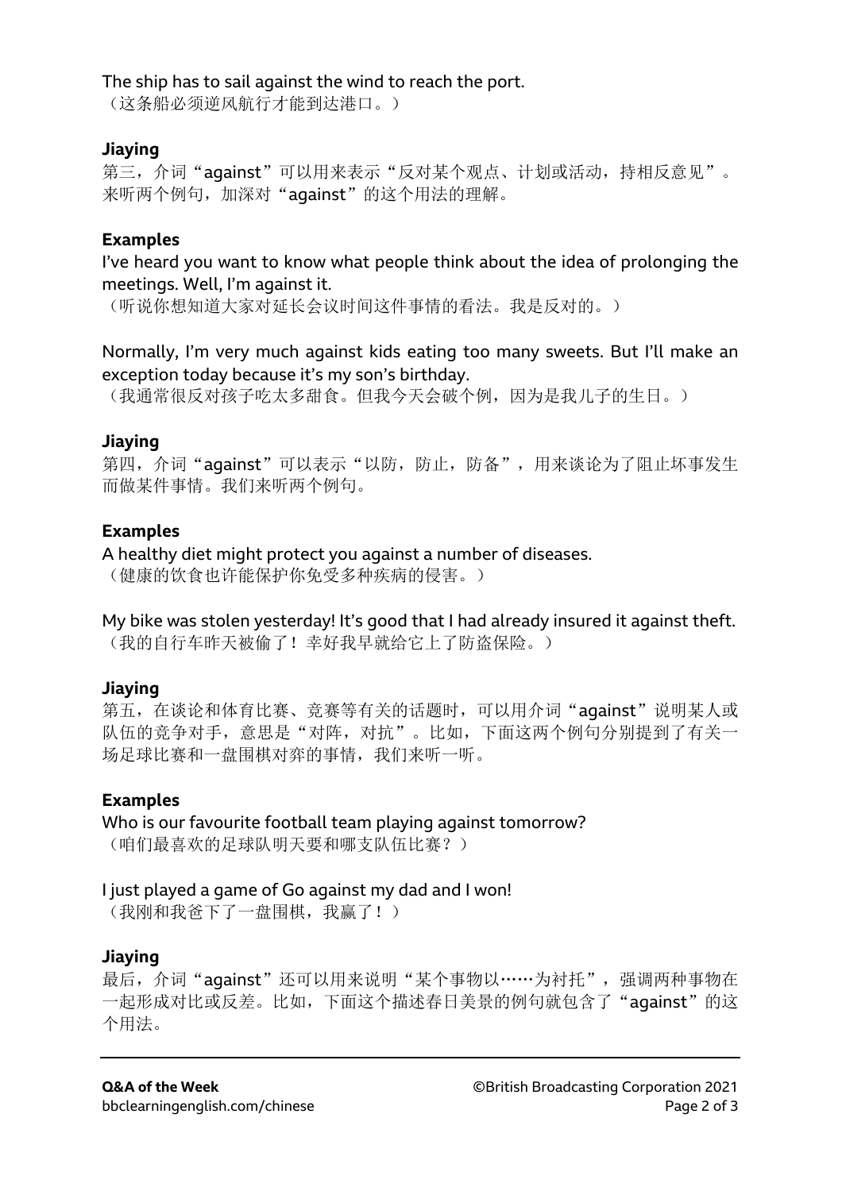The ship has to sail against the wind to reach the port.
（这条船必须逆风航行才能到达港口。）

**Jiaying**

第三，介词“against”可以用来表示“反对某个观点、计划或活动，持相反意见”。来听两个例句，加深对“against”的这个用法的理解。

**Examples**

I've heard you want to know what people think about the idea of prolonging the meetings. Well, I'm against it.
（听说你想知道大家对延长会议时间这件事情的看法。我是反对的。）

Normally, I'm very much against kids eating too many sweets. But I'll make an exception today because it's my son's birthday.
（我通常很反对孩子吃太多甜食。但我今天会破个例，因为是我儿子的生日。）

**Jiaying**

第四，介词“against”可以表示“以防，防止，防备”，用来谈论为了阻止坏事发生而做某件事情。我们来听两个例句。

**Examples**

A healthy diet might protect you against a number of diseases.
（健康的饮食也许能保护你免受多种疾病的侵害。）

My bike was stolen yesterday! It's good that I had already insured it against theft.
（我的自行车昨天被偷了！幸好我早就给它上了防盗保险。）

**Jiaying**

第五，在谈论和体育比赛、竞赛等有关的话题时，可以用介词“against”说明某人或队伍的竞争对手，意思是“对阵，对抗”。比如，下面这两个例句分别提到了有关一场足球比赛和一盘围棋对弈的事情，我们来听一听。

**Examples**

Who is our favourite football team playing against tomorrow?
（咱们最喜欢的足球队明天要和哪支队伍比赛？）

I just played a game of Go against my dad and I won!
（我刚和我爸下了一盘围棋，我赢了！）

**Jiaying**

最后，介词“against”还可以用来说明“某个事物以……为衬托”，强调两种事物在一起形成对比或反差。比如，下面这个描述春日美景的例句就包含了“against”的这个用法。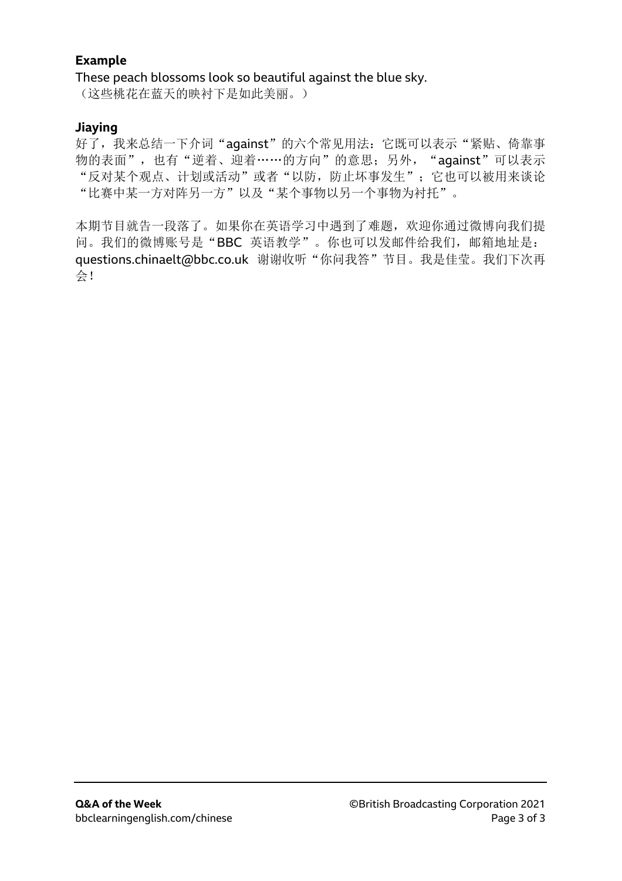**Example**

These peach blossoms look so beautiful against the blue sky.
（这些桃花在蓝天的映衬下是如此美丽。）

**Jiaying**

好了，我来总结一下介词"against"的六个常见用法：它既可以表示"紧贴、倚靠事物的表面"，也有"逆着、迎着……的方向"的意思；另外，"against"可以表示"反对某个观点、计划或活动"或者"以防，防止坏事发生"；它也可以被用来谈论"比赛中某一方对阵另一方"以及"某个事物以另一个事物为衬托"。

本期节目就告一段落了。如果你在英语学习中遇到了难题，欢迎你通过微博向我们提问。我们的微博账号是"BBC 英语教学"。你也可以发邮件给我们，邮箱地址是：questions.chinaelt@bbc.co.uk 谢谢收听"你问我答"节目。我是佳莹。我们下次再会！